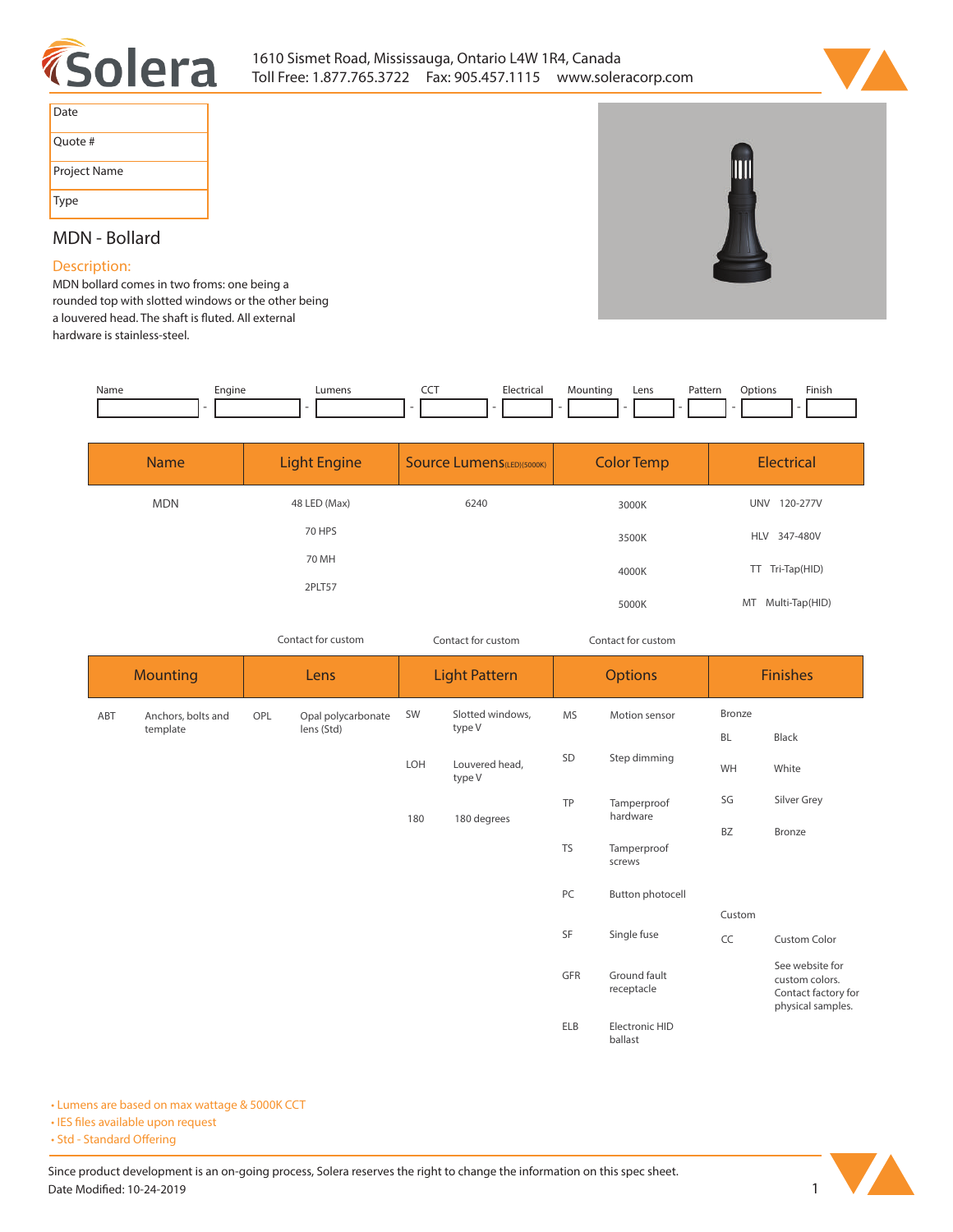1610 Sismet Road, Mississauga, Ontario L4W 1R4, Canada
Toll Free: 1.877.765.3722 Fax: 905.457.1115 www.soleracorp.com

| Date | |
|---|---|
| Quote # | |
| Project Name | |
| Type | |

## MDN - Bollard

### Description:

MDN bollard comes in two froms: one being a rounded top with slotted windows or the other being a louvered head. The shaft is fluted. All external hardware is stainless-steel.

| Name | Engine | Lumens | CCT | Electrical | Mounting | Lens | Pattern | Options | Finish |
|---|---|---|---|---|---|---|---|---|---|
| | | | | | | | | | |

| Name | Light Engine | Source Lumens(LED)(5000K) | Color Temp | Electrical |
|---|---|---|---|---|
| MDN | 48 LED (Max) | 6240 | 3000K | UNV 120-277V |
| | 70 HPS | | 3500K | HLV 347-480V |
| | 70 MH | | 4000K | TT Tri-Tap(HID) |
| | 2PLT57 | | 5000K | MT Multi-Tap(HID) |
| | Contact for custom | Contact for custom | Contact for custom | |

| Mounting | | Lens | | Light Pattern | | Options | | Finishes | |
|---|---|---|---|---|---|---|---|---|---|
| ABT | Anchors, bolts and template | OPL | Opal polycarbonate lens (Std) | SW | Slotted windows, type V | MS | Motion sensor | Bronze | |
| | | | | | | | | BL | Black |
| | | | | LOH | Louvered head, type V | SD | Step dimming | WH | White |
| | | | | | | TP | Tamperproof hardware | SG | Silver Grey |
| | | | | 180 | 180 degrees | | | BZ | Bronze |
| | | | | | | TS | Tamperproof screws | | |
| | | | | | | PC | Button photocell | Custom | |
| | | | | | | SF | Single fuse | CC | Custom Color |
| | | | | | | GFR | Ground fault receptacle | | See website for custom colors. Contact factory for physical samples. |
| | | | | | | ELB | Electronic HID ballast | | |

- Lumens are based on max wattage & 5000K CCT
- IES files available upon request
- Std - Standard Offering

Since product development is an on-going process, Solera reserves the right to change the information on this spec sheet.
Date Modified: 10-24-2019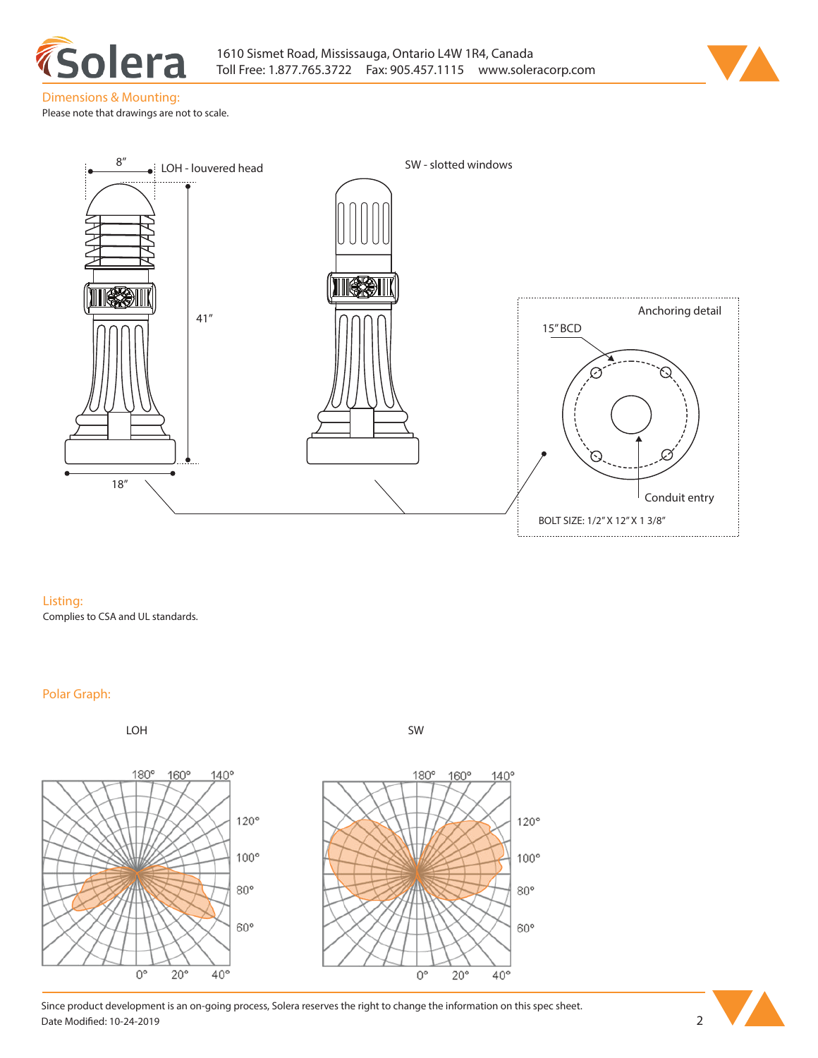## Dimensions & Mounting:

Please note that drawings are not to scale.

8″

LOH - louvered head

41″

18″

SW - slotted windows

Anchoring detail

15″ BCD

Conduit entry

BOLT SIZE: 1/2″ X 12″ X 1 3/8″

## Listing:

Complies to CSA and UL standards.

## Polar Graph:

LOH

180° 160° 140°

120°

100°

80°

60°

0° 20° 40°

SW

180° 160° 140°

120°

100°

80°

60°

0° 20° 40°

Since product development is an on-going process, Solera reserves the right to change the information on this spec sheet.

Date Modified: 10-24-2019